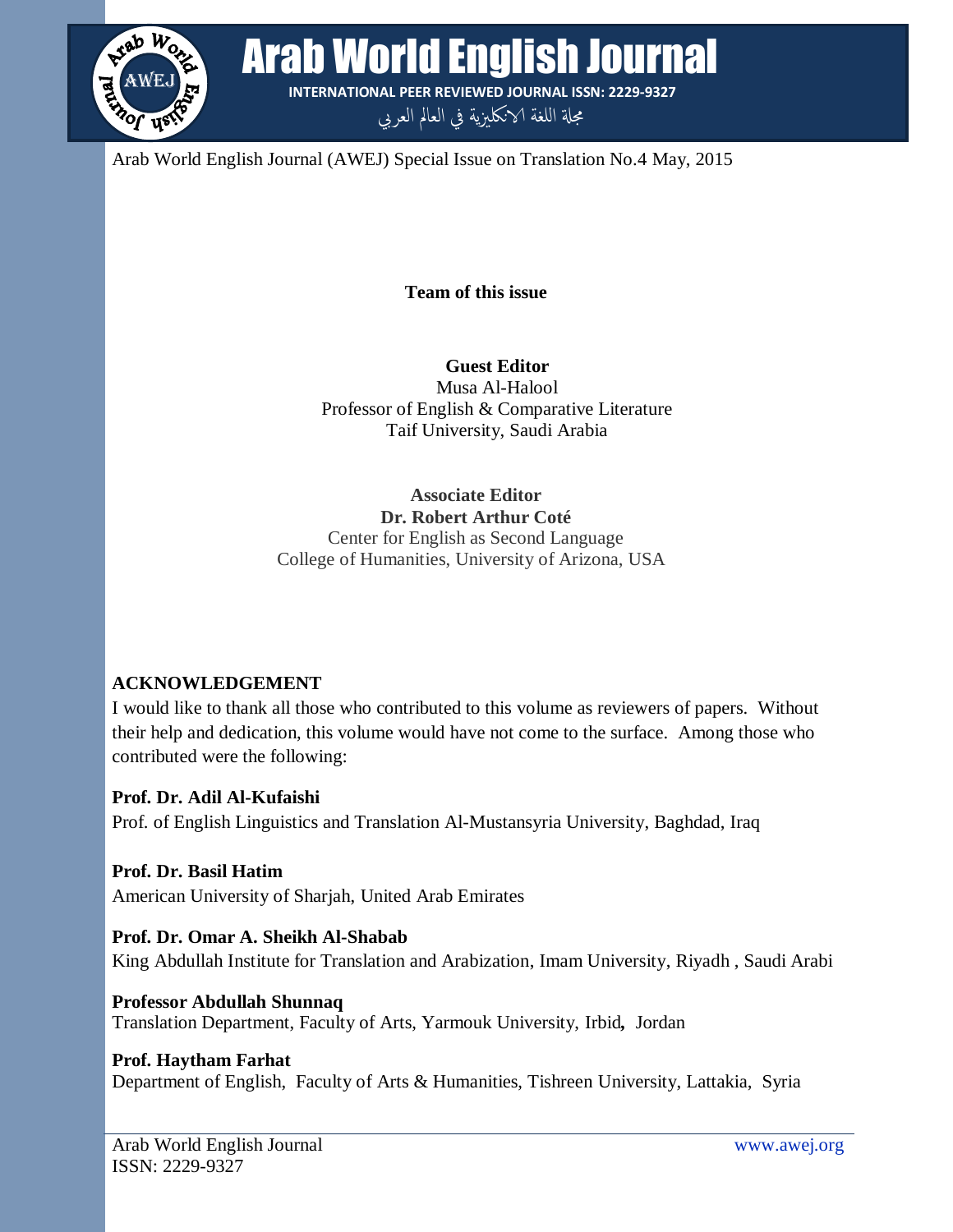**Team of this issue**

**Guest Editor**
Musa Al-Halool
Professor of English & Comparative Literature
Taif University, Saudi Arabia

**Associate Editor**
**Dr. Robert Arthur Coté**
Center for English as Second Language
College of Humanities, University of Arizona, USA

## ACKNOWLEDGEMENT

I would like to thank all those who contributed to this volume as reviewers of papers. Without their help and dedication, this volume would have not come to the surface. Among those who contributed were the following:

**Prof. Dr. Adil Al-Kufaishi**
Prof. of English Linguistics and Translation Al-Mustansyria University, Baghdad, Iraq

**Prof. Dr. Basil Hatim**
American University of Sharjah, United Arab Emirates

**Prof. Dr. Omar A. Sheikh Al-Shabab**
King Abdullah Institute for Translation and Arabization, Imam University, Riyadh , Saudi Arabi

**Professor Abdullah Shunnaq**
Translation Department, Faculty of Arts, Yarmouk University, Irbid**,** Jordan

**Prof. Haytham Farhat**
Department of English, Faculty of Arts & Humanities, Tishreen University, Lattakia, Syria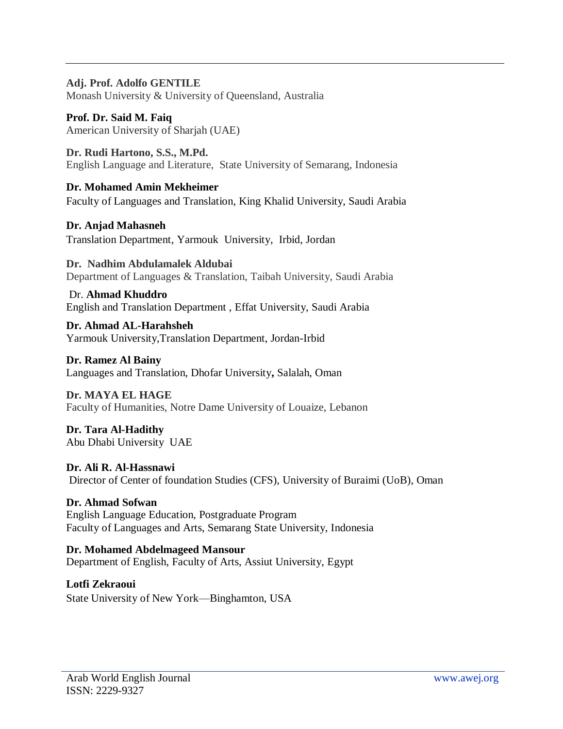**Adj. Prof. Adolfo GENTILE**
Monash University & University of Queensland, Australia

**Prof. Dr. Said M. Faiq**
American University of Sharjah (UAE)

**Dr. Rudi Hartono, S.S., M.Pd.**
English Language and Literature, State University of Semarang, Indonesia

**Dr. Mohamed Amin Mekheimer**
Faculty of Languages and Translation, King Khalid University, Saudi Arabia

**Dr. Anjad Mahasneh**
Translation Department, Yarmouk University, Irbid, Jordan

**Dr. Nadhim Abdulamalek Aldubai**
Department of Languages & Translation, Taibah University, Saudi Arabia

Dr. **Ahmad Khuddro**
English and Translation Department , Effat University, Saudi Arabia

**Dr. Ahmad AL-Harahsheh**
Yarmouk University,Translation Department, Jordan-Irbid

**Dr. Ramez Al Bainy**
Languages and Translation, Dhofar University**,** Salalah, Oman

**Dr. MAYA EL HAGE**
Faculty of Humanities, Notre Dame University of Louaize, Lebanon

**Dr. Tara Al-Hadithy**
Abu Dhabi University UAE

**Dr. Ali R. Al-Hassnawi**
Director of Center of foundation Studies (CFS), University of Buraimi (UoB), Oman

**Dr. Ahmad Sofwan**
English Language Education, Postgraduate Program
Faculty of Languages and Arts, Semarang State University, Indonesia

**Dr. Mohamed Abdelmageed Mansour**
Department of English, Faculty of Arts, Assiut University, Egypt

**Lotfi Zekraoui**
State University of New York—Binghamton, USA